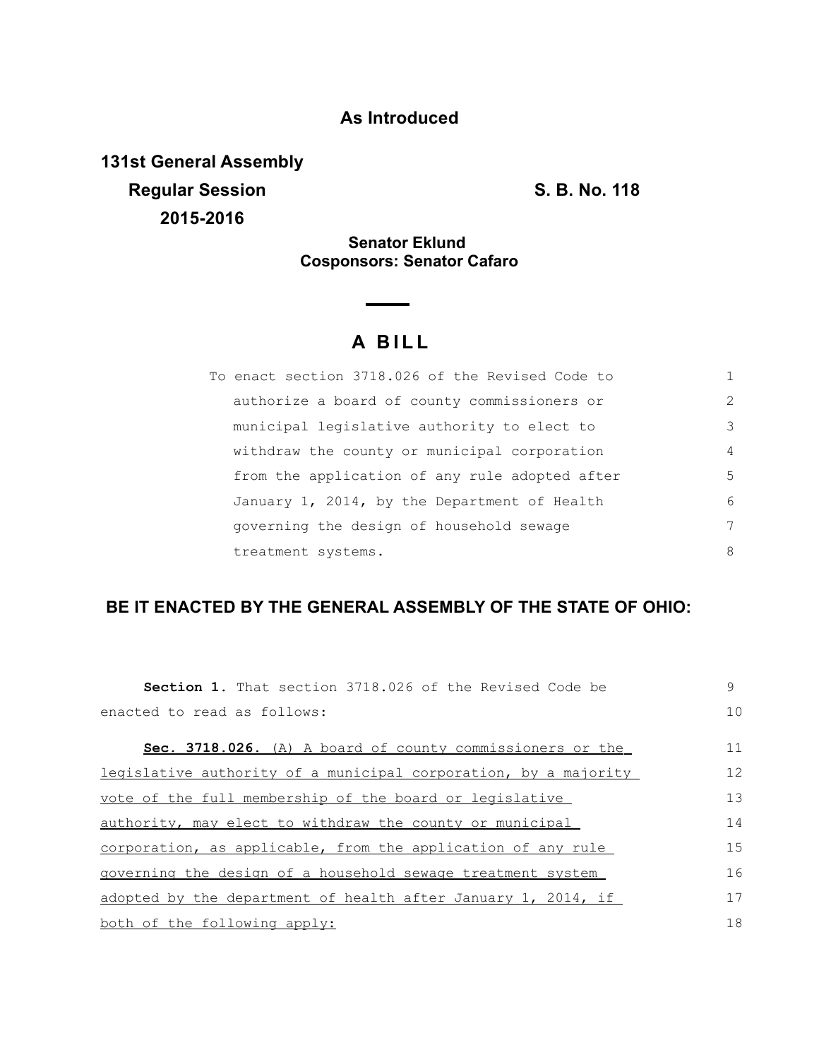# As Introduced

**131st General Assembly**
**Regular Session** **S. B. No. 118**
**2015-2016**

**Senator Eklund**
**Cosponsors: Senator Cafaro**

## A BILL

To enact section 3718.026 of the Revised Code to authorize a board of county commissioners or municipal legislative authority to elect to withdraw the county or municipal corporation from the application of any rule adopted after January 1, 2014, by the Department of Health governing the design of household sewage treatment systems.

**BE IT ENACTED BY THE GENERAL ASSEMBLY OF THE STATE OF OHIO:**

**Section 1.** That section 3718.026 of the Revised Code be enacted to read as follows:

**Sec. 3718.026.** (A) A board of county commissioners or the legislative authority of a municipal corporation, by a majority vote of the full membership of the board or legislative authority, may elect to withdraw the county or municipal corporation, as applicable, from the application of any rule governing the design of a household sewage treatment system adopted by the department of health after January 1, 2014, if both of the following apply: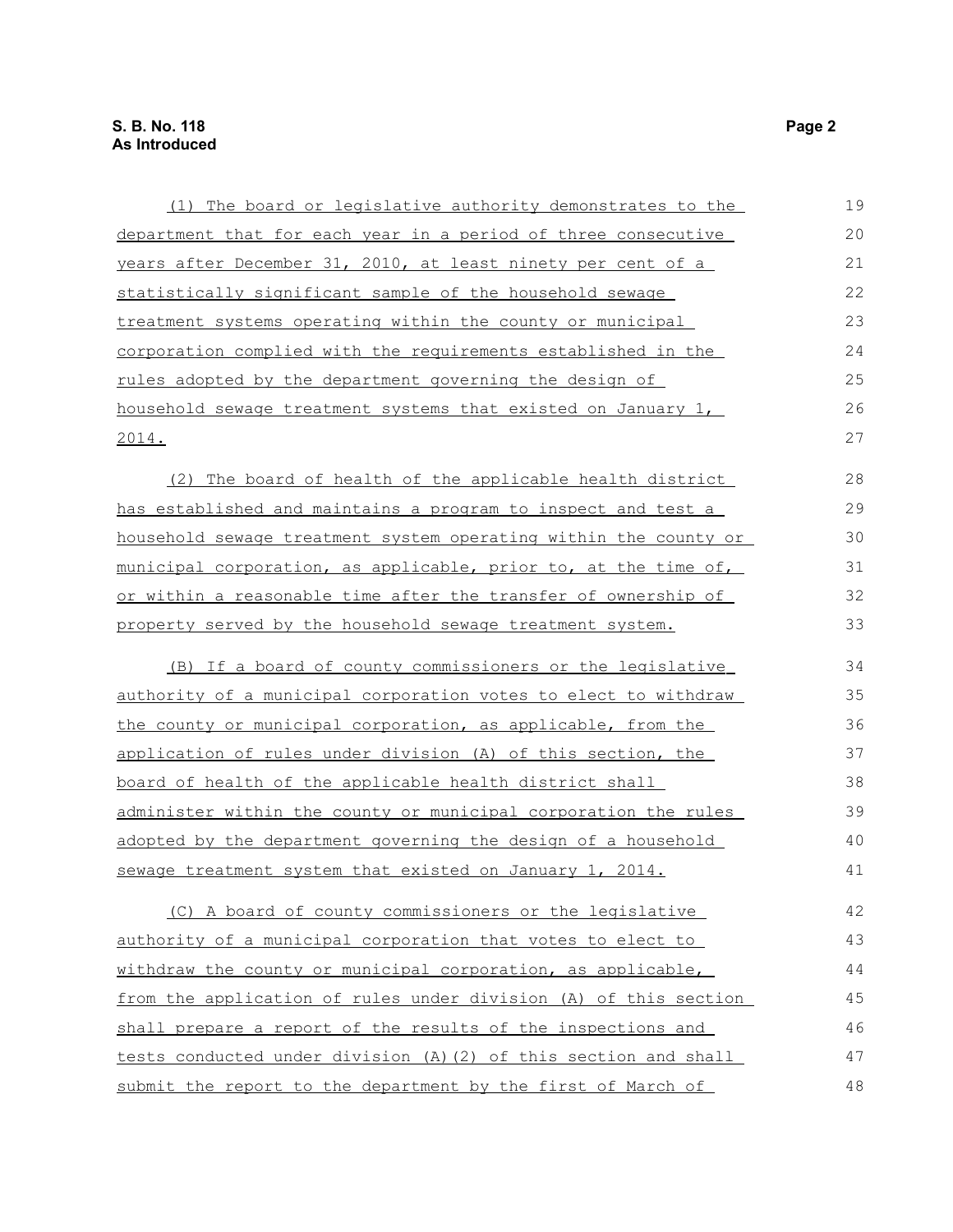(1) The board or legislative authority demonstrates to the department that for each year in a period of three consecutive years after December 31, 2010, at least ninety per cent of a statistically significant sample of the household sewage treatment systems operating within the county or municipal corporation complied with the requirements established in the rules adopted by the department governing the design of household sewage treatment systems that existed on January 1, 2014.

(2) The board of health of the applicable health district has established and maintains a program to inspect and test a household sewage treatment system operating within the county or municipal corporation, as applicable, prior to, at the time of, or within a reasonable time after the transfer of ownership of property served by the household sewage treatment system.

(B) If a board of county commissioners or the legislative authority of a municipal corporation votes to elect to withdraw the county or municipal corporation, as applicable, from the application of rules under division (A) of this section, the board of health of the applicable health district shall administer within the county or municipal corporation the rules adopted by the department governing the design of a household sewage treatment system that existed on January 1, 2014.

(C) A board of county commissioners or the legislative authority of a municipal corporation that votes to elect to withdraw the county or municipal corporation, as applicable, from the application of rules under division (A) of this section shall prepare a report of the results of the inspections and tests conducted under division (A)(2) of this section and shall submit the report to the department by the first of March of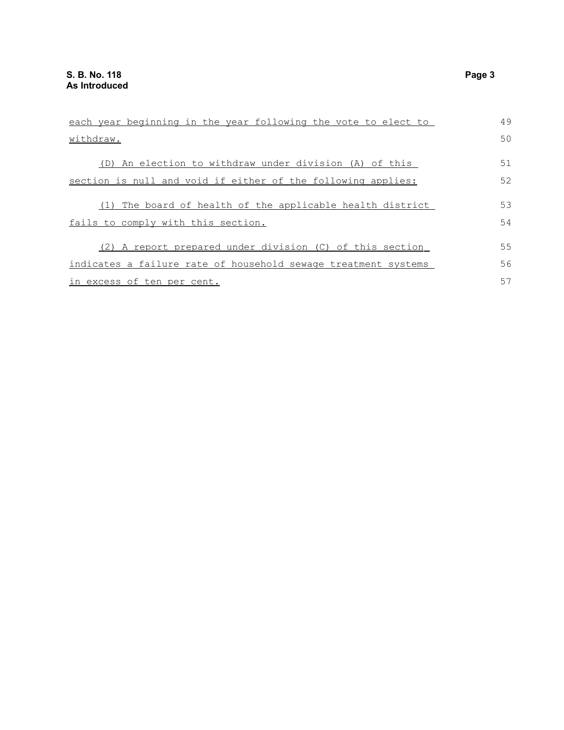each year beginning in the year following the vote to elect to withdraw.

(D) An election to withdraw under division (A) of this section is null and void if either of the following applies:

(1) The board of health of the applicable health district fails to comply with this section.

(2) A report prepared under division (C) of this section indicates a failure rate of household sewage treatment systems in excess of ten per cent.